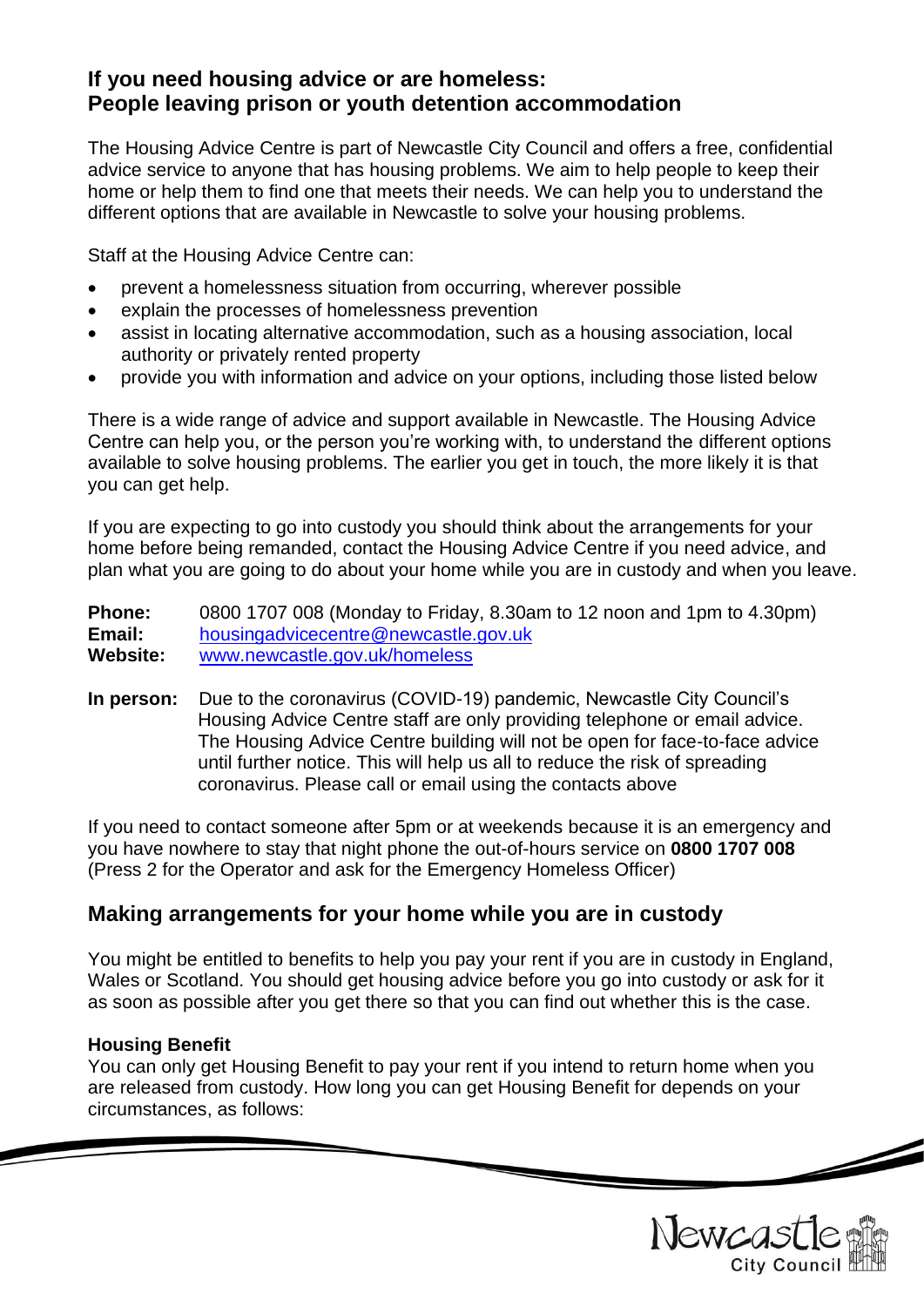## If you need housing advice or are homeless:
## People leaving prison or youth detention accommodation

The Housing Advice Centre is part of Newcastle City Council and offers a free, confidential advice service to anyone that has housing problems. We aim to help people to keep their home or help them to find one that meets their needs. We can help you to understand the different options that are available in Newcastle to solve your housing problems.

Staff at the Housing Advice Centre can:

- prevent a homelessness situation from occurring, wherever possible
- explain the processes of homelessness prevention
- assist in locating alternative accommodation, such as a housing association, local authority or privately rented property
- provide you with information and advice on your options, including those listed below

There is a wide range of advice and support available in Newcastle. The Housing Advice Centre can help you, or the person you're working with, to understand the different options available to solve housing problems. The earlier you get in touch, the more likely it is that you can get help.

If you are expecting to go into custody you should think about the arrangements for your home before being remanded, contact the Housing Advice Centre if you need advice, and plan what you are going to do about your home while you are in custody and when you leave.

**Phone:** 0800 1707 008 (Monday to Friday, 8.30am to 12 noon and 1pm to 4.30pm)
**Email:** housingadvicecentre@newcastle.gov.uk
**Website:** www.newcastle.gov.uk/homeless

**In person:** Due to the coronavirus (COVID-19) pandemic, Newcastle City Council's Housing Advice Centre staff are only providing telephone or email advice. The Housing Advice Centre building will not be open for face-to-face advice until further notice. This will help us all to reduce the risk of spreading coronavirus. Please call or email using the contacts above

If you need to contact someone after 5pm or at weekends because it is an emergency and you have nowhere to stay that night phone the out-of-hours service on **0800 1707 008** (Press 2 for the Operator and ask for the Emergency Homeless Officer)

## Making arrangements for your home while you are in custody

You might be entitled to benefits to help you pay your rent if you are in custody in England, Wales or Scotland. You should get housing advice before you go into custody or ask for it as soon as possible after you get there so that you can find out whether this is the case.

**Housing Benefit**
You can only get Housing Benefit to pay your rent if you intend to return home when you are released from custody. How long you can get Housing Benefit for depends on your circumstances, as follows: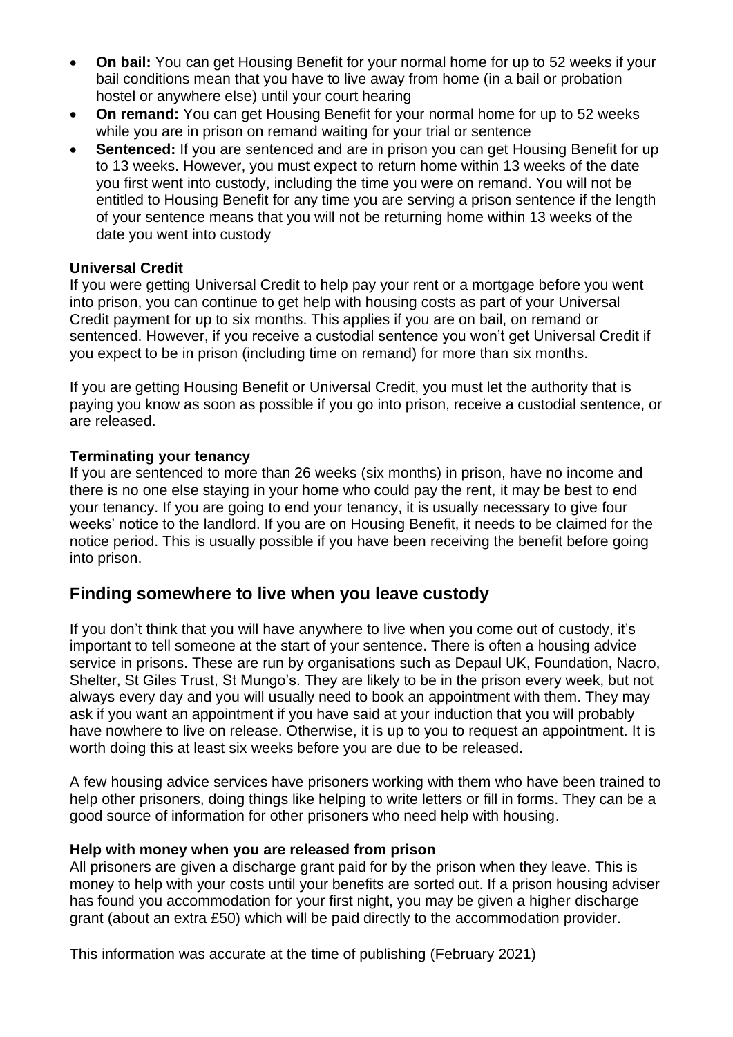- **On bail:** You can get Housing Benefit for your normal home for up to 52 weeks if your bail conditions mean that you have to live away from home (in a bail or probation hostel or anywhere else) until your court hearing
- **On remand:** You can get Housing Benefit for your normal home for up to 52 weeks while you are in prison on remand waiting for your trial or sentence
- **Sentenced:** If you are sentenced and are in prison you can get Housing Benefit for up to 13 weeks. However, you must expect to return home within 13 weeks of the date you first went into custody, including the time you were on remand. You will not be entitled to Housing Benefit for any time you are serving a prison sentence if the length of your sentence means that you will not be returning home within 13 weeks of the date you went into custody

**Universal Credit**

If you were getting Universal Credit to help pay your rent or a mortgage before you went into prison, you can continue to get help with housing costs as part of your Universal Credit payment for up to six months. This applies if you are on bail, on remand or sentenced. However, if you receive a custodial sentence you won't get Universal Credit if you expect to be in prison (including time on remand) for more than six months.

If you are getting Housing Benefit or Universal Credit, you must let the authority that is paying you know as soon as possible if you go into prison, receive a custodial sentence, or are released.

**Terminating your tenancy**

If you are sentenced to more than 26 weeks (six months) in prison, have no income and there is no one else staying in your home who could pay the rent, it may be best to end your tenancy. If you are going to end your tenancy, it is usually necessary to give four weeks' notice to the landlord. If you are on Housing Benefit, it needs to be claimed for the notice period. This is usually possible if you have been receiving the benefit before going into prison.

## Finding somewhere to live when you leave custody

If you don't think that you will have anywhere to live when you come out of custody, it's important to tell someone at the start of your sentence. There is often a housing advice service in prisons. These are run by organisations such as Depaul UK, Foundation, Nacro, Shelter, St Giles Trust, St Mungo's. They are likely to be in the prison every week, but not always every day and you will usually need to book an appointment with them. They may ask if you want an appointment if you have said at your induction that you will probably have nowhere to live on release. Otherwise, it is up to you to request an appointment. It is worth doing this at least six weeks before you are due to be released.

A few housing advice services have prisoners working with them who have been trained to help other prisoners, doing things like helping to write letters or fill in forms. They can be a good source of information for other prisoners who need help with housing.

**Help with money when you are released from prison**

All prisoners are given a discharge grant paid for by the prison when they leave. This is money to help with your costs until your benefits are sorted out. If a prison housing adviser has found you accommodation for your first night, you may be given a higher discharge grant (about an extra £50) which will be paid directly to the accommodation provider.

This information was accurate at the time of publishing (February 2021)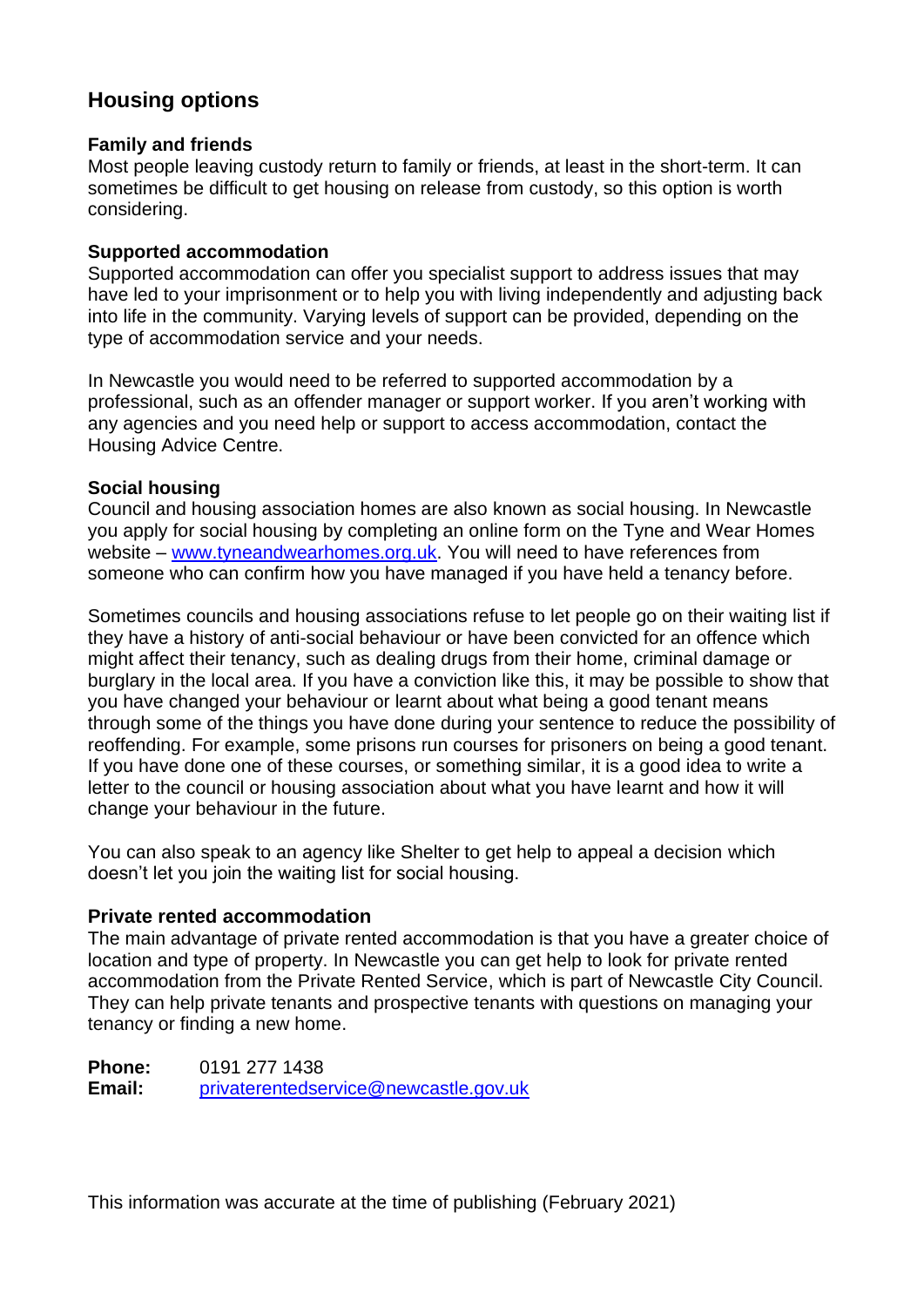## Housing options

### Family and friends

Most people leaving custody return to family or friends, at least in the short-term. It can sometimes be difficult to get housing on release from custody, so this option is worth considering.

### Supported accommodation

Supported accommodation can offer you specialist support to address issues that may have led to your imprisonment or to help you with living independently and adjusting back into life in the community. Varying levels of support can be provided, depending on the type of accommodation service and your needs.

In Newcastle you would need to be referred to supported accommodation by a professional, such as an offender manager or support worker. If you aren't working with any agencies and you need help or support to access accommodation, contact the Housing Advice Centre.

### Social housing

Council and housing association homes are also known as social housing. In Newcastle you apply for social housing by completing an online form on the Tyne and Wear Homes website – [www.tyneandwearhomes.org.uk](http://www.tyneandwearhomes.org.uk). You will need to have references from someone who can confirm how you have managed if you have held a tenancy before.

Sometimes councils and housing associations refuse to let people go on their waiting list if they have a history of anti-social behaviour or have been convicted for an offence which might affect their tenancy, such as dealing drugs from their home, criminal damage or burglary in the local area. If you have a conviction like this, it may be possible to show that you have changed your behaviour or learnt about what being a good tenant means through some of the things you have done during your sentence to reduce the possibility of reoffending. For example, some prisons run courses for prisoners on being a good tenant. If you have done one of these courses, or something similar, it is a good idea to write a letter to the council or housing association about what you have learnt and how it will change your behaviour in the future.

You can also speak to an agency like Shelter to get help to appeal a decision which doesn't let you join the waiting list for social housing.

### Private rented accommodation

The main advantage of private rented accommodation is that you have a greater choice of location and type of property. In Newcastle you can get help to look for private rented accommodation from the Private Rented Service, which is part of Newcastle City Council. They can help private tenants and prospective tenants with questions on managing your tenancy or finding a new home.

**Phone:** 0191 277 1438
**Email:** [privaterentedservice@newcastle.gov.uk](mailto:privaterentedservice@newcastle.gov.uk)

This information was accurate at the time of publishing (February 2021)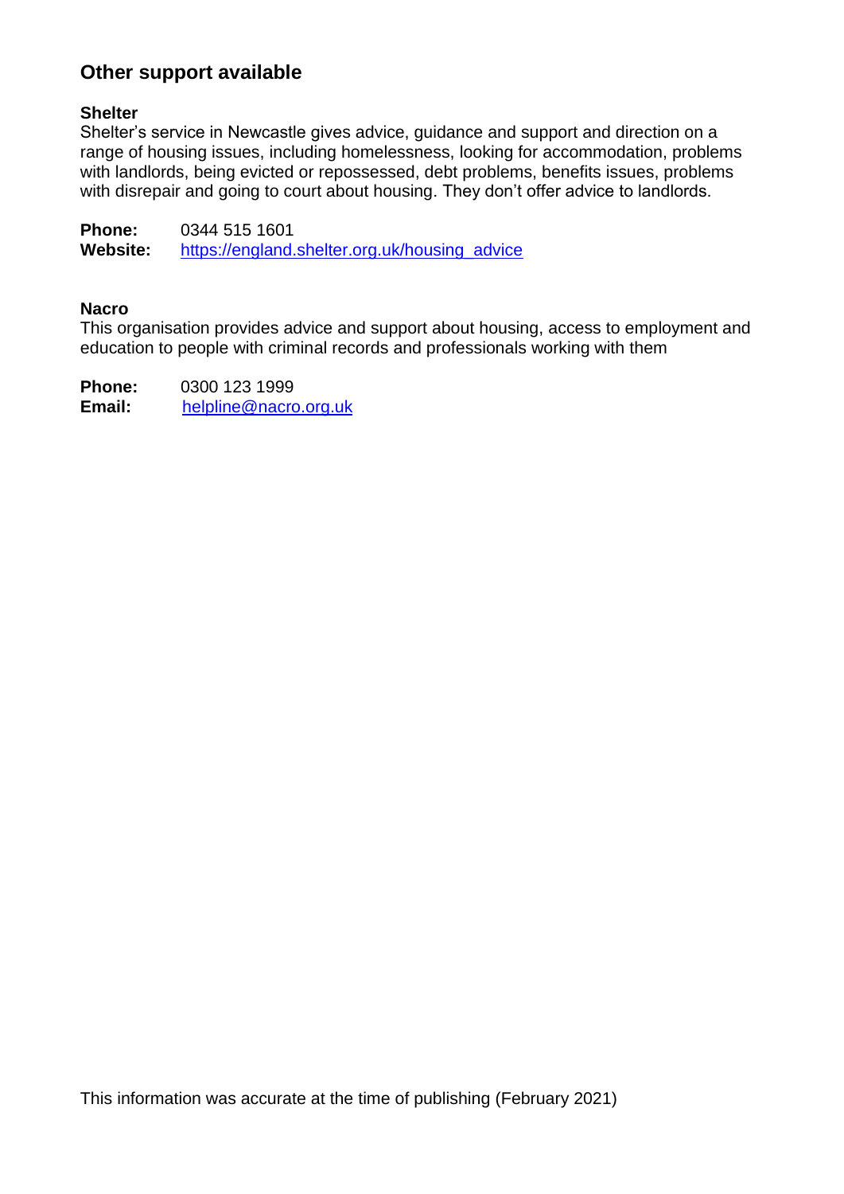## Other support available

**Shelter**

Shelter's service in Newcastle gives advice, guidance and support and direction on a range of housing issues, including homelessness, looking for accommodation, problems with landlords, being evicted or repossessed, debt problems, benefits issues, problems with disrepair and going to court about housing. They don't offer advice to landlords.

**Phone:** 0344 515 1601
**Website:** https://england.shelter.org.uk/housing_advice

**Nacro**

This organisation provides advice and support about housing, access to employment and education to people with criminal records and professionals working with them

**Phone:** 0300 123 1999
**Email:** helpline@nacro.org.uk

This information was accurate at the time of publishing (February 2021)